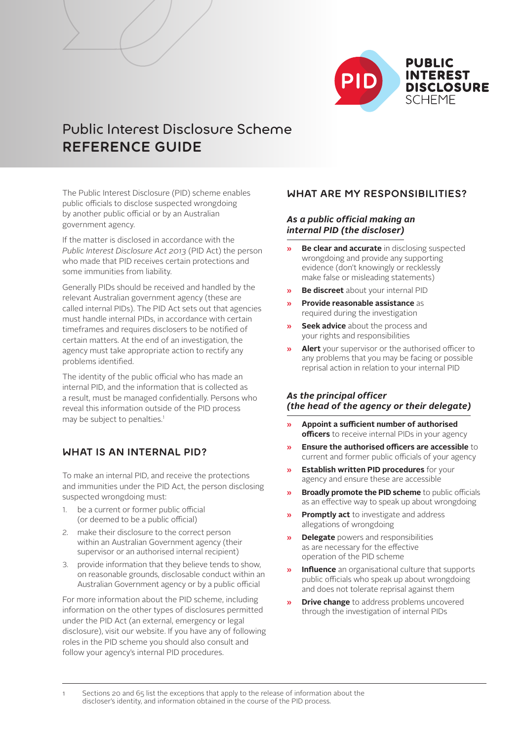# Public Interest Disclosure Scheme
# REFERENCE GUIDE

The Public Interest Disclosure (PID) scheme enables public officials to disclose suspected wrongdoing by another public official or by an Australian government agency.

If the matter is disclosed in accordance with the *Public Interest Disclosure Act 2013* (PID Act) the person who made that PID receives certain protections and some immunities from liability.

Generally PIDs should be received and handled by the relevant Australian government agency (these are called internal PIDs). The PID Act sets out that agencies must handle internal PIDs, in accordance with certain timeframes and requires disclosers to be notified of certain matters. At the end of an investigation, the agency must take appropriate action to rectify any problems identified.

The identity of the public official who has made an internal PID, and the information that is collected as a result, must be managed confidentially. Persons who reveal this information outside of the PID process may be subject to penalties.[1]

## WHAT IS AN INTERNAL PID?

To make an internal PID, and receive the protections and immunities under the PID Act, the person disclosing suspected wrongdoing must:

1. be a current or former public official (or deemed to be a public official)
2. make their disclosure to the correct person within an Australian Government agency (their supervisor or an authorised internal recipient)
3. provide information that they believe tends to show, on reasonable grounds, disclosable conduct within an Australian Government agency or by a public official

For more information about the PID scheme, including information on the other types of disclosures permitted under the PID Act (an external, emergency or legal disclosure), visit our website. If you have any of following roles in the PID scheme you should also consult and follow your agency's internal PID procedures.

## WHAT ARE MY RESPONSIBILITIES?

### *As a public official making an internal PID (the discloser)*

- **Be clear and accurate** in disclosing suspected wrongdoing and provide any supporting evidence (don't knowingly or recklessly make false or misleading statements)
- **Be discreet** about your internal PID
- **Provide reasonable assistance** as required during the investigation
- **Seek advice** about the process and your rights and responsibilities
- **Alert** your supervisor or the authorised officer to any problems that you may be facing or possible reprisal action in relation to your internal PID

### *As the principal officer (the head of the agency or their delegate)*

- **Appoint a sufficient number of authorised officers** to receive internal PIDs in your agency
- **Ensure the authorised officers are accessible** to current and former public officials of your agency
- **Establish written PID procedures** for your agency and ensure these are accessible
- **Broadly promote the PID scheme** to public officials as an effective way to speak up about wrongdoing
- **Promptly act** to investigate and address allegations of wrongdoing
- **Delegate** powers and responsibilities as are necessary for the effective operation of the PID scheme
- **Influence** an organisational culture that supports public officials who speak up about wrongdoing and does not tolerate reprisal against them
- **Drive change** to address problems uncovered through the investigation of internal PIDs

---

[1] Sections 20 and 65 list the exceptions that apply to the release of information about the discloser's identity, and information obtained in the course of the PID process.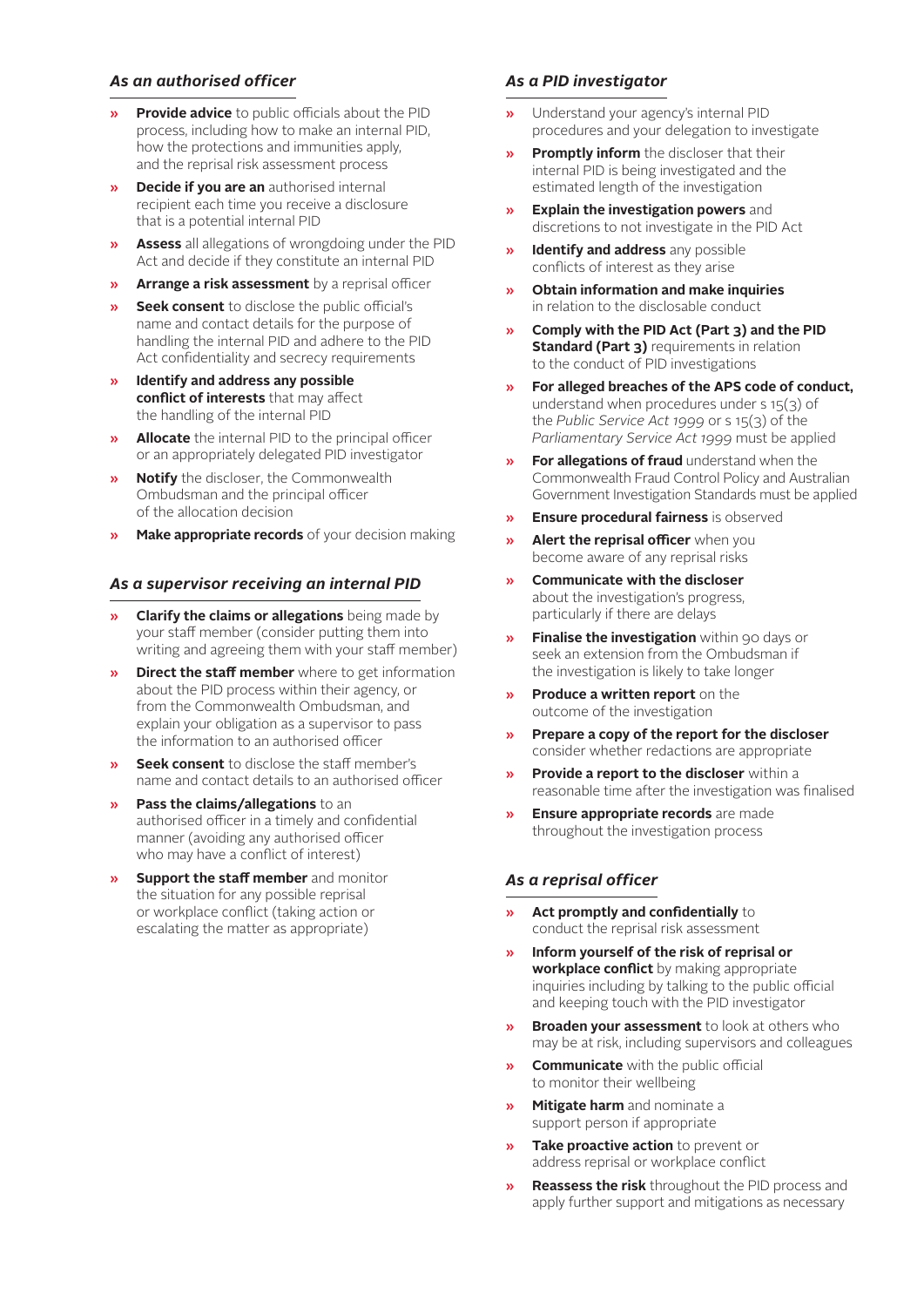### *As an authorised officer*

- **Provide advice** to public officials about the PID process, including how to make an internal PID, how the protections and immunities apply, and the reprisal risk assessment process
- **Decide if you are an** authorised internal recipient each time you receive a disclosure that is a potential internal PID
- **Assess** all allegations of wrongdoing under the PID Act and decide if they constitute an internal PID
- **Arrange a risk assessment** by a reprisal officer
- **Seek consent** to disclose the public official's name and contact details for the purpose of handling the internal PID and adhere to the PID Act confidentiality and secrecy requirements
- **Identify and address any possible conflict of interests** that may affect the handling of the internal PID
- **Allocate** the internal PID to the principal officer or an appropriately delegated PID investigator
- **Notify** the discloser, the Commonwealth Ombudsman and the principal officer of the allocation decision
- **Make appropriate records** of your decision making

### *As a supervisor receiving an internal PID*

- **Clarify the claims or allegations** being made by your staff member (consider putting them into writing and agreeing them with your staff member)
- **Direct the staff member** where to get information about the PID process within their agency, or from the Commonwealth Ombudsman, and explain your obligation as a supervisor to pass the information to an authorised officer
- **Seek consent** to disclose the staff member's name and contact details to an authorised officer
- **Pass the claims/allegations** to an authorised officer in a timely and confidential manner (avoiding any authorised officer who may have a conflict of interest)
- **Support the staff member** and monitor the situation for any possible reprisal or workplace conflict (taking action or escalating the matter as appropriate)

### *As a PID investigator*

- Understand your agency's internal PID procedures and your delegation to investigate
- **Promptly inform** the discloser that their internal PID is being investigated and the estimated length of the investigation
- **Explain the investigation powers** and discretions to not investigate in the PID Act
- **Identify and address** any possible conflicts of interest as they arise
- **Obtain information and make inquiries** in relation to the disclosable conduct
- **Comply with the PID Act (Part 3) and the PID Standard (Part 3)** requirements in relation to the conduct of PID investigations
- **For alleged breaches of the APS code of conduct,** understand when procedures under s 15(3) of the *Public Service Act 1999* or s 15(3) of the *Parliamentary Service Act 1999* must be applied
- **For allegations of fraud** understand when the Commonwealth Fraud Control Policy and Australian Government Investigation Standards must be applied
- **Ensure procedural fairness** is observed
- **Alert the reprisal officer** when you become aware of any reprisal risks
- **Communicate with the discloser** about the investigation's progress, particularly if there are delays
- **Finalise the investigation** within 90 days or seek an extension from the Ombudsman if the investigation is likely to take longer
- **Produce a written report** on the outcome of the investigation
- **Prepare a copy of the report for the discloser** consider whether redactions are appropriate
- **Provide a report to the discloser** within a reasonable time after the investigation was finalised
- **Ensure appropriate records** are made throughout the investigation process

### *As a reprisal officer*

- **Act promptly and confidentially** to conduct the reprisal risk assessment
- **Inform yourself of the risk of reprisal or workplace conflict** by making appropriate inquiries including by talking to the public official and keeping touch with the PID investigator
- **Broaden your assessment** to look at others who may be at risk, including supervisors and colleagues
- **Communicate** with the public official to monitor their wellbeing
- **Mitigate harm** and nominate a support person if appropriate
- **Take proactive action** to prevent or address reprisal or workplace conflict
- **Reassess the risk** throughout the PID process and apply further support and mitigations as necessary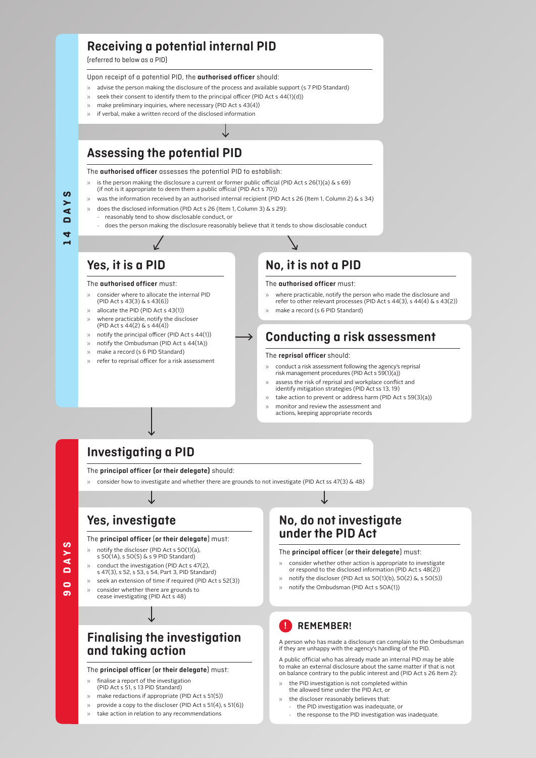**14 DAYS**

## Receiving a potential internal PID

(referred to below as a PID)

Upon receipt of a potential PID, the **authorised officer** should:

- advise the person making the disclosure of the process and available support (s 7 PID Standard)
- seek their consent to identify them to the principal officer (PID Act s 44(1)(d))
- make preliminary inquiries, where necessary (PID Act s 43(4))
- if verbal, make a written record of the disclosed information

## Assessing the potential PID

The **authorised officer** assesses the potential PID to establish:

- is the person making the disclosure a current or former public official (PID Act s 26(1)(a) & s 69) (if not is it appropriate to deem them a public official (PID Act s 70))
- was the information received by an authorised internal recipient (PID Act s 26 (Item 1, Column 2) & s 34)
- does the disclosed information (PID Act s 26 (Item 1, Column 3) & s 29):
  - reasonably tend to show disclosable conduct, or
  - does the person making the disclosure reasonably believe that it tends to show disclosable conduct

## Yes, it is a PID

The **authorised officer** must:

- consider where to allocate the internal PID (PID Act s 43(3) & s 43(6))
- allocate the PID (PID Act s 43(1))
- where practicable, notify the discloser (PID Act s 44(2) & s 44(4))
- notify the principal officer (PID Act s 44(1))
- notify the Ombudsman (PID Act s 44(1A))
- make a record (s 6 PID Standard)
- refer to reprisal officer for a risk assessment

## No, it is not a PID

The **authorised officer** must:

- where practicable, notify the person who made the disclosure and refer to other relevant processes (PID Act s 44(3), s 44(4) & s 43(2))
- make a record (s 6 PID Standard)

## Conducting a risk assessment

The **reprisal officer** should:

- conduct a risk assessment following the agency's reprisal risk management procedures (PID Act s 59(1)(a))
- assess the risk of reprisal and workplace conflict and identify mitigation strategies (PID Act ss 13, 19)
- take action to prevent or address harm (PID Act s 59(3)(a))
- monitor and review the assessment and actions, keeping appropriate records

**90 DAYS**

## Investigating a PID

The **principal officer (or their delegate)** should:

- consider how to investigate and whether there are grounds to not investigate (PID Act ss 47(3) & 48)

## Yes, investigate

The **principal officer (or their delegate)** must:

- notify the discloser (PID Act s 50(1)(a), s 50(1A), s 50(5) & s 9 PID Standard)
- conduct the investigation (PID Act s 47(2), s 47(3), s 52, s 53, s 54, Part 3, PID Standard)
- seek an extension of time if required (PID Act s 52(3))
- consider whether there are grounds to cease investigating (PID Act s 48)

## No, do not investigate under the PID Act

The **principal officer (or their delegate)** must:

- consider whether other action is appropriate to investigate or respond to the disclosed information (PID Act s 48(2))
- notify the discloser (PID Act ss 50(1)(b), 50(2) &, s 50(5))
- notify the Ombudsman (PID Act s 50A(1))

## Finalising the investigation and taking action

The **principal officer (or their delegate)** must:

- finalise a report of the investigation (PID Act s 51, s 13 PID Standard)
- make redactions if appropriate (PID Act s 51(5))
- provide a copy to the discloser (PID Act s 51(4), s 51(6))
- take action in relation to any recommendations

## ! REMEMBER!

A person who has made a disclosure can complain to the Ombudsman if they are unhappy with the agency's handling of the PID.

A public official who has already made an internal PID may be able to make an external disclosure about the same matter if that is not on balance contrary to the public interest and (PID Act s 26 Item 2):

- the PID investigation is not completed within the allowed time under the PID Act, or
- the discloser reasonably believes that:
  - the PID investigation was inadequate, or
  - the response to the PID investigation was inadequate.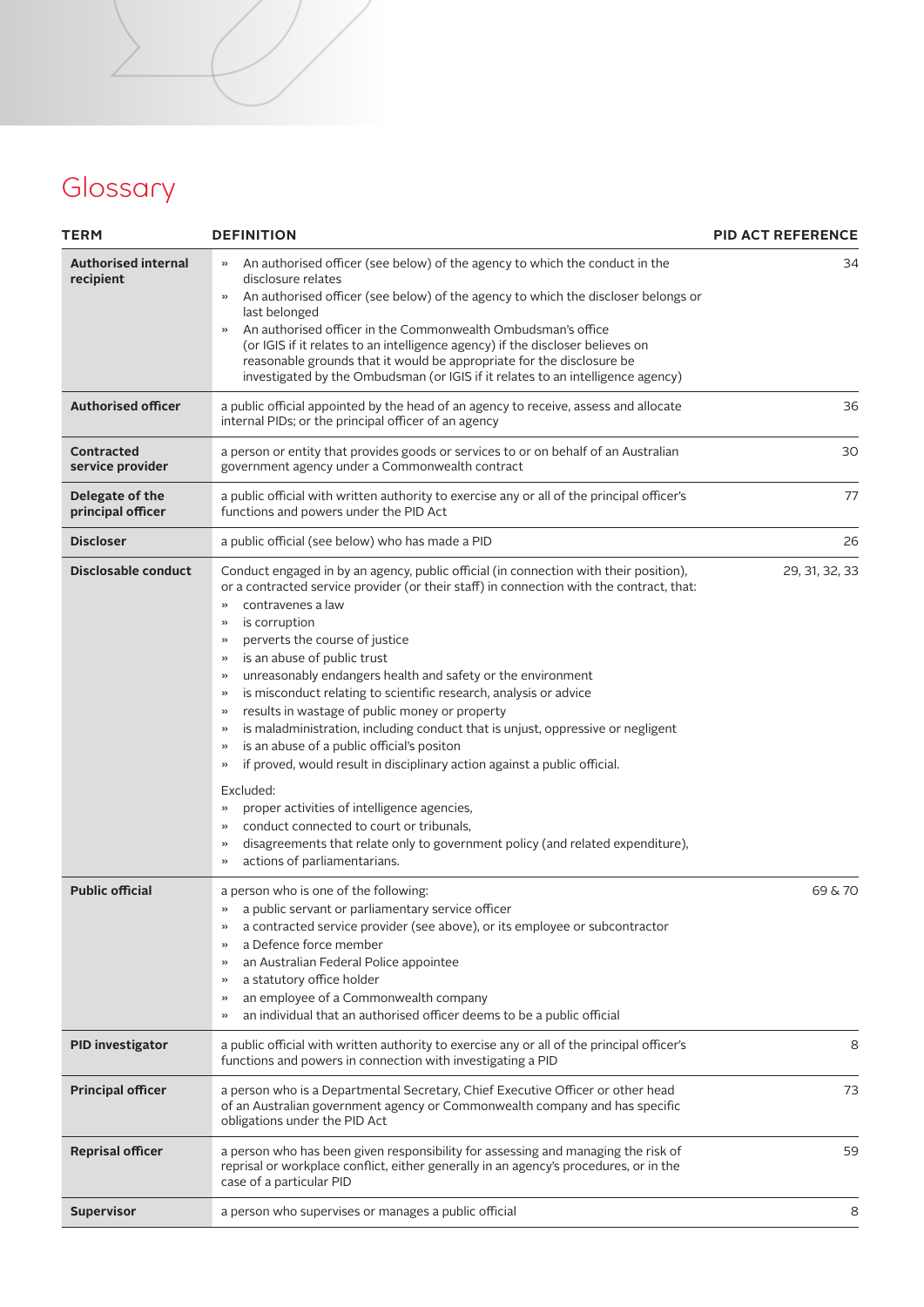# Glossary

| TERM | DEFINITION | PID ACT REFERENCE |
|---|---|---|
| **Authorised internal recipient** | » An authorised officer (see below) of the agency to which the conduct in the disclosure relates<br>» An authorised officer (see below) of the agency to which the discloser belongs or last belonged<br>» An authorised officer in the Commonwealth Ombudsman's office (or IGIS if it relates to an intelligence agency) if the discloser believes on reasonable grounds that it would be appropriate for the disclosure be investigated by the Ombudsman (or IGIS if it relates to an intelligence agency) | 34 |
| **Authorised officer** | a public official appointed by the head of an agency to receive, assess and allocate internal PIDs; or the principal officer of an agency | 36 |
| **Contracted service provider** | a person or entity that provides goods or services to or on behalf of an Australian government agency under a Commonwealth contract | 30 |
| **Delegate of the principal officer** | a public official with written authority to exercise any or all of the principal officer's functions and powers under the PID Act | 77 |
| **Discloser** | a public official (see below) who has made a PID | 26 |
| **Disclosable conduct** | Conduct engaged in by an agency, public official (in connection with their position), or a contracted service provider (or their staff) in connection with the contract, that:<br>» contravenes a law<br>» is corruption<br>» perverts the course of justice<br>» is an abuse of public trust<br>» unreasonably endangers health and safety or the environment<br>» is misconduct relating to scientific research, analysis or advice<br>» results in wastage of public money or property<br>» is maladministration, including conduct that is unjust, oppressive or negligent<br>» is an abuse of a public official's positon<br>» if proved, would result in disciplinary action against a public official.<br><br>Excluded:<br>» proper activities of intelligence agencies,<br>» conduct connected to court or tribunals,<br>» disagreements that relate only to government policy (and related expenditure),<br>» actions of parliamentarians. | 29, 31, 32, 33 |
| **Public official** | a person who is one of the following:<br>» a public servant or parliamentary service officer<br>» a contracted service provider (see above), or its employee or subcontractor<br>» a Defence force member<br>» an Australian Federal Police appointee<br>» a statutory office holder<br>» an employee of a Commonwealth company<br>» an individual that an authorised officer deems to be a public official | 69 & 70 |
| **PID investigator** | a public official with written authority to exercise any or all of the principal officer's functions and powers in connection with investigating a PID | 8 |
| **Principal officer** | a person who is a Departmental Secretary, Chief Executive Officer or other head of an Australian government agency or Commonwealth company and has specific obligations under the PID Act | 73 |
| **Reprisal officer** | a person who has been given responsibility for assessing and managing the risk of reprisal or workplace conflict, either generally in an agency's procedures, or in the case of a particular PID | 59 |
| **Supervisor** | a person who supervises or manages a public official | 8 |